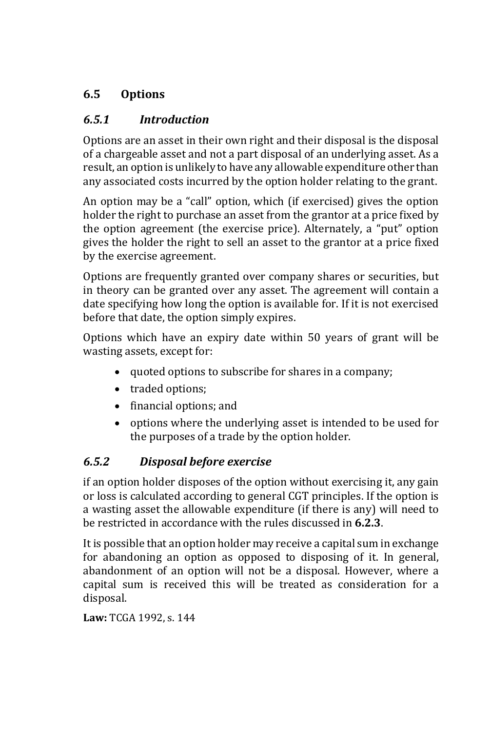## 6.5 Options

### *6.5.1 Introduction*

Options are an asset in their own right and their disposal is the disposal of a chargeable asset and not a part disposal of an underlying asset. As a result, an option is unlikely to have any allowable expenditure other than any associated costs incurred by the option holder relating to the grant.

An option may be a "call" option, which (if exercised) gives the option holder the right to purchase an asset from the grantor at a price fixed by the option agreement (the exercise price). Alternately, a "put" option gives the holder the right to sell an asset to the grantor at a price fixed by the exercise agreement.

Options are frequently granted over company shares or securities, but in theory can be granted over any asset. The agreement will contain a date specifying how long the option is available for. If it is not exercised before that date, the option simply expires.

Options which have an expiry date within 50 years of grant will be wasting assets, except for:

- quoted options to subscribe for shares in a company;
- traded options;
- financial options; and
- options where the underlying asset is intended to be used for the purposes of a trade by the option holder.

### *6.5.2 Disposal before exercise*

if an option holder disposes of the option without exercising it, any gain or loss is calculated according to general CGT principles. If the option is a wasting asset the allowable expenditure (if there is any) will need to be restricted in accordance with the rules discussed in **6.2.3**.

It is possible that an option holder may receive a capital sum in exchange for abandoning an option as opposed to disposing of it. In general, abandonment of an option will not be a disposal. However, where a capital sum is received this will be treated as consideration for a disposal.

**Law:** TCGA 1992, s. 144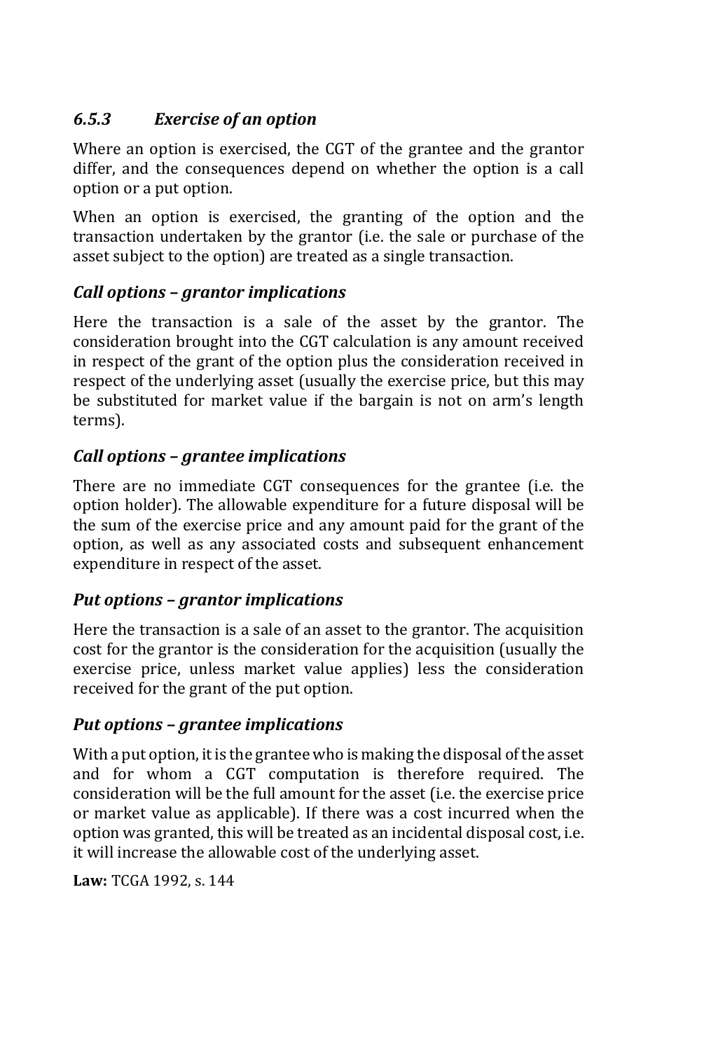### *6.5.3 Exercise of an option*

Where an option is exercised, the CGT of the grantee and the grantor differ, and the consequences depend on whether the option is a call option or a put option.

When an option is exercised, the granting of the option and the transaction undertaken by the grantor (i.e. the sale or purchase of the asset subject to the option) are treated as a single transaction.

#### *Call options – grantor implications*

Here the transaction is a sale of the asset by the grantor. The consideration brought into the CGT calculation is any amount received in respect of the grant of the option plus the consideration received in respect of the underlying asset (usually the exercise price, but this may be substituted for market value if the bargain is not on arm's length terms).

#### *Call options – grantee implications*

There are no immediate CGT consequences for the grantee (i.e. the option holder). The allowable expenditure for a future disposal will be the sum of the exercise price and any amount paid for the grant of the option, as well as any associated costs and subsequent enhancement expenditure in respect of the asset.

#### *Put options – grantor implications*

Here the transaction is a sale of an asset to the grantor. The acquisition cost for the grantor is the consideration for the acquisition (usually the exercise price, unless market value applies) less the consideration received for the grant of the put option.

#### *Put options – grantee implications*

With a put option, it is the grantee who is making the disposal of the asset and for whom a CGT computation is therefore required. The consideration will be the full amount for the asset (i.e. the exercise price or market value as applicable). If there was a cost incurred when the option was granted, this will be treated as an incidental disposal cost, i.e. it will increase the allowable cost of the underlying asset.

**Law:** TCGA 1992, s. 144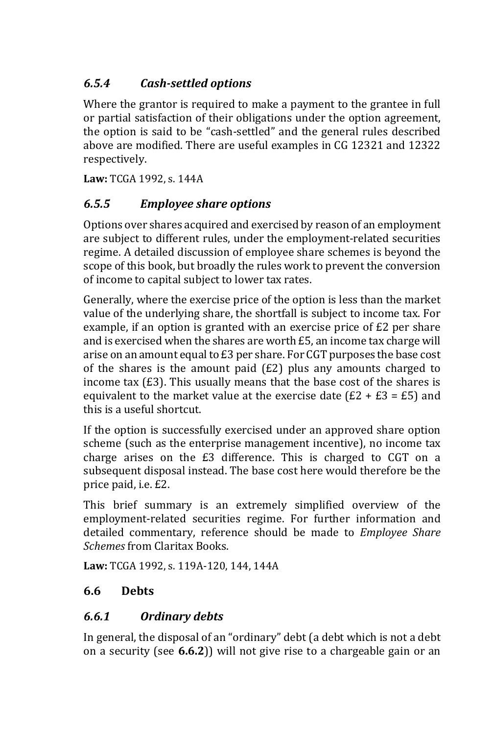### *6.5.4 Cash-settled options*

Where the grantor is required to make a payment to the grantee in full or partial satisfaction of their obligations under the option agreement, the option is said to be "cash-settled" and the general rules described above are modified. There are useful examples in CG 12321 and 12322 respectively.

**Law:** TCGA 1992, s. 144A

### *6.5.5 Employee share options*

Options over shares acquired and exercised by reason of an employment are subject to different rules, under the employment-related securities regime. A detailed discussion of employee share schemes is beyond the scope of this book, but broadly the rules work to prevent the conversion of income to capital subject to lower tax rates.

Generally, where the exercise price of the option is less than the market value of the underlying share, the shortfall is subject to income tax. For example, if an option is granted with an exercise price of £2 per share and is exercised when the shares are worth £5, an income tax charge will arise on an amount equal to £3 per share. For CGT purposes the base cost of the shares is the amount paid (£2) plus any amounts charged to income tax (£3). This usually means that the base cost of the shares is equivalent to the market value at the exercise date (£2 + £3 = £5) and this is a useful shortcut.

If the option is successfully exercised under an approved share option scheme (such as the enterprise management incentive), no income tax charge arises on the £3 difference. This is charged to CGT on a subsequent disposal instead. The base cost here would therefore be the price paid, i.e. £2.

This brief summary is an extremely simplified overview of the employment-related securities regime. For further information and detailed commentary, reference should be made to *Employee Share Schemes* from Claritax Books.

**Law:** TCGA 1992, s. 119A-120, 144, 144A

## 6.6 Debts

### *6.6.1 Ordinary debts*

In general, the disposal of an "ordinary" debt (a debt which is not a debt on a security (see **6.6.2**)) will not give rise to a chargeable gain or an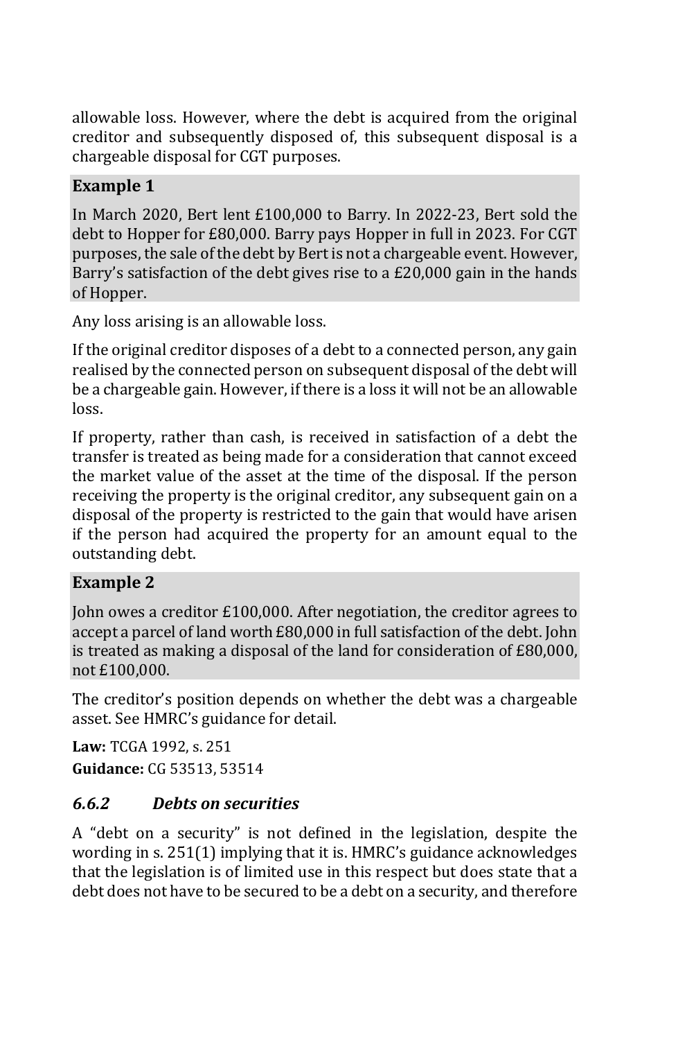allowable loss. However, where the debt is acquired from the original creditor and subsequently disposed of, this subsequent disposal is a chargeable disposal for CGT purposes.

**Example 1**

In March 2020, Bert lent £100,000 to Barry. In 2022-23, Bert sold the debt to Hopper for £80,000. Barry pays Hopper in full in 2023. For CGT purposes, the sale of the debt by Bert is not a chargeable event. However, Barry's satisfaction of the debt gives rise to a £20,000 gain in the hands of Hopper.

Any loss arising is an allowable loss.

If the original creditor disposes of a debt to a connected person, any gain realised by the connected person on subsequent disposal of the debt will be a chargeable gain. However, if there is a loss it will not be an allowable loss.

If property, rather than cash, is received in satisfaction of a debt the transfer is treated as being made for a consideration that cannot exceed the market value of the asset at the time of the disposal. If the person receiving the property is the original creditor, any subsequent gain on a disposal of the property is restricted to the gain that would have arisen if the person had acquired the property for an amount equal to the outstanding debt.

**Example 2**

John owes a creditor £100,000. After negotiation, the creditor agrees to accept a parcel of land worth £80,000 in full satisfaction of the debt. John is treated as making a disposal of the land for consideration of £80,000, not £100,000.

The creditor's position depends on whether the debt was a chargeable asset. See HMRC's guidance for detail.

**Law:** TCGA 1992, s. 251
**Guidance:** CG 53513, 53514

### *6.6.2 Debts on securities*

A "debt on a security" is not defined in the legislation, despite the wording in s. 251(1) implying that it is. HMRC's guidance acknowledges that the legislation is of limited use in this respect but does state that a debt does not have to be secured to be a debt on a security, and therefore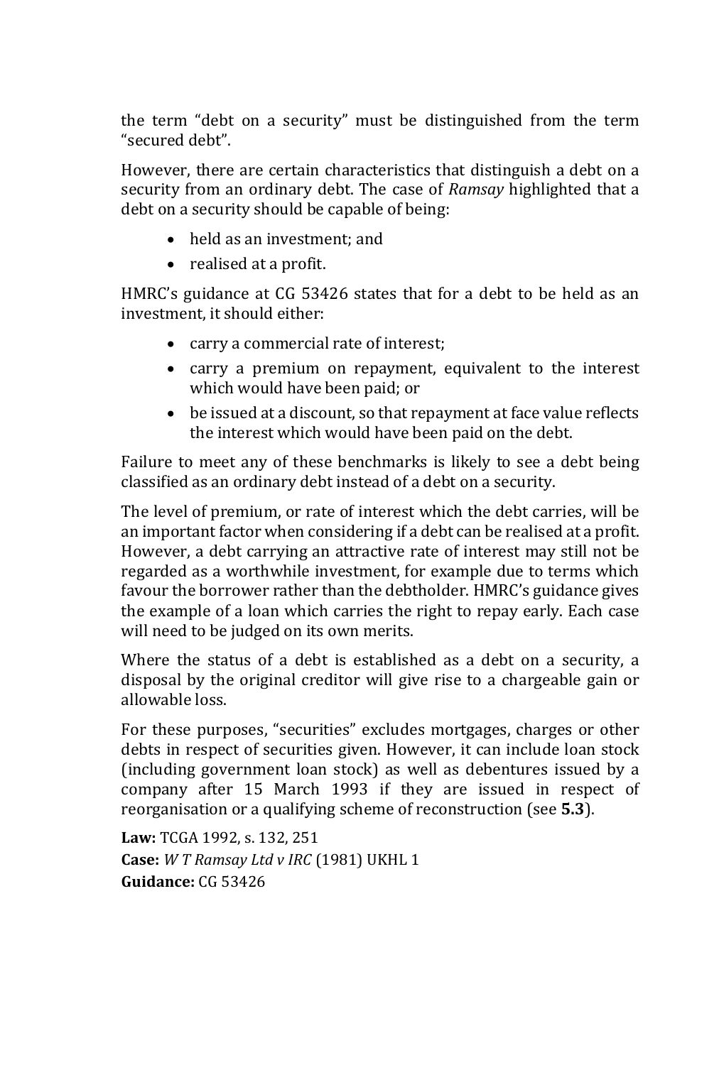the term "debt on a security" must be distinguished from the term "secured debt".

However, there are certain characteristics that distinguish a debt on a security from an ordinary debt. The case of *Ramsay* highlighted that a debt on a security should be capable of being:

- held as an investment; and
- realised at a profit.

HMRC's guidance at CG 53426 states that for a debt to be held as an investment, it should either:

- carry a commercial rate of interest;
- carry a premium on repayment, equivalent to the interest which would have been paid; or
- be issued at a discount, so that repayment at face value reflects the interest which would have been paid on the debt.

Failure to meet any of these benchmarks is likely to see a debt being classified as an ordinary debt instead of a debt on a security.

The level of premium, or rate of interest which the debt carries, will be an important factor when considering if a debt can be realised at a profit. However, a debt carrying an attractive rate of interest may still not be regarded as a worthwhile investment, for example due to terms which favour the borrower rather than the debtholder. HMRC's guidance gives the example of a loan which carries the right to repay early. Each case will need to be judged on its own merits.

Where the status of a debt is established as a debt on a security, a disposal by the original creditor will give rise to a chargeable gain or allowable loss.

For these purposes, "securities" excludes mortgages, charges or other debts in respect of securities given. However, it can include loan stock (including government loan stock) as well as debentures issued by a company after 15 March 1993 if they are issued in respect of reorganisation or a qualifying scheme of reconstruction (see **5.3**).

**Law:** TCGA 1992, s. 132, 251
**Case:** *W T Ramsay Ltd v IRC* (1981) UKHL 1
**Guidance:** CG 53426